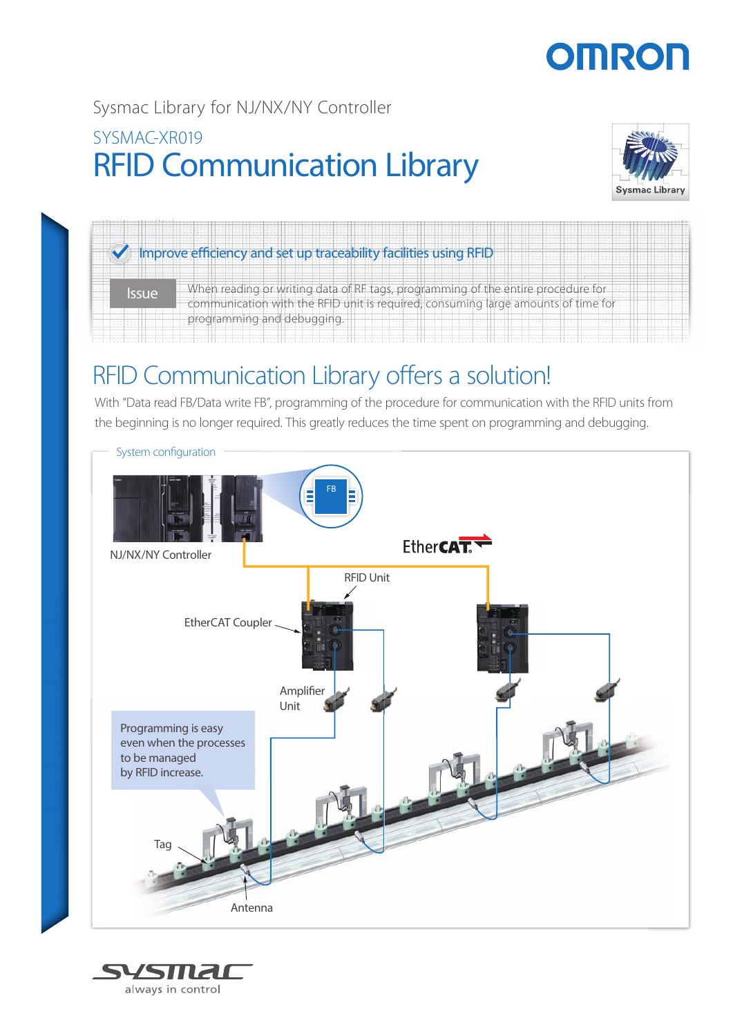Sysmac Library for NJ/NX/NY Controller

SYSMAC-XR019

# RFID Communication Library

Improve efficiency and set up traceability facilities using RFID

**Issue** When reading or writing data of RF tags, programming of the entire procedure for communication with the RFID unit is required, consuming large amounts of time for programming and debugging.

## RFID Communication Library offers a solution!

With "Data read FB/Data write FB", programming of the procedure for communication with the RFID units from the beginning is no longer required. This greatly reduces the time spent on programming and debugging.

System configuration

NJ/NX/NY Controller

FB

EtherCAT

RFID Unit

EtherCAT Coupler

Amplifier Unit

Programming is easy even when the processes to be managed by RFID increase.

Tag

Antenna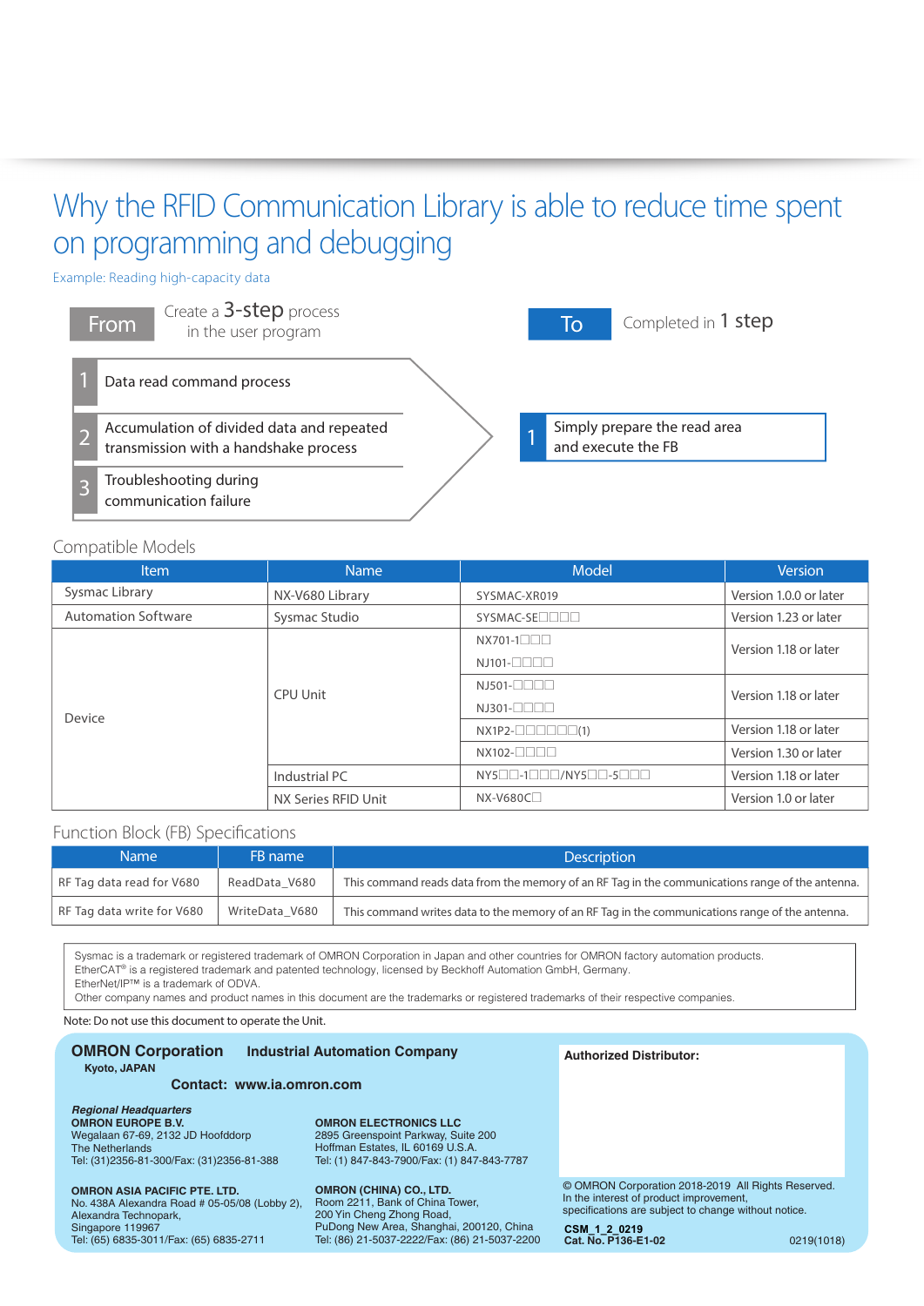# Why the RFID Communication Library is able to reduce time spent on programming and debugging

Example: Reading high-capacity data

**From** Create a **3-step** process in the user program

1. Data read command process
2. Accumulation of divided data and repeated transmission with a handshake process
3. Troubleshooting during communication failure

**To** Completed in **1 step**

1. Simply prepare the read area and execute the FB

## Compatible Models

| Item | Name | Model | Version |
| --- | --- | --- | --- |
| Sysmac Library | NX-V680 Library | SYSMAC-XR019 | Version 1.0.0 or later |
| Automation Software | Sysmac Studio | SYSMAC-SE□□□□ | Version 1.23 or later |
| Device | CPU Unit | NX701-1□□□ | Version 1.18 or later |
| | | NJ101-□□□□ | |
| | | NJ501-□□□□ | Version 1.18 or later |
| | | NJ301-□□□□ | |
| | | NX1P2-□□□□□□(1) | Version 1.18 or later |
| | | NX102-□□□□ | Version 1.30 or later |
| | Industrial PC | NY5□□-1□□□/NY5□□-5□□□ | Version 1.18 or later |
| | NX Series RFID Unit | NX-V680C□ | Version 1.0 or later |

## Function Block (FB) Specifications

| Name | FB name | Description |
| --- | --- | --- |
| RF Tag data read for V680 | ReadData_V680 | This command reads data from the memory of an RF Tag in the communications range of the antenna. |
| RF Tag data write for V680 | WriteData_V680 | This command writes data to the memory of an RF Tag in the communications range of the antenna. |

Sysmac is a trademark or registered trademark of OMRON Corporation in Japan and other countries for OMRON factory automation products.
EtherCAT® is a registered trademark and patented technology, licensed by Beckhoff Automation GmbH, Germany.
EtherNet/IP™ is a trademark of ODVA.
Other company names and product names in this document are the trademarks or registered trademarks of their respective companies.

Note: Do not use this document to operate the Unit.

**OMRON Corporation** **Industrial Automation Company**
**Kyoto, JAPAN**

**Contact: www.ia.omron.com**

***Regional Headquarters***

**OMRON EUROPE B.V.**
Wegalaan 67-69, 2132 JD Hoofddorp
The Netherlands
Tel: (31)2356-81-300/Fax: (31)2356-81-388

**OMRON ELECTRONICS LLC**
2895 Greenspoint Parkway, Suite 200
Hoffman Estates, IL 60169 U.S.A.
Tel: (1) 847-843-7900/Fax: (1) 847-843-7787

**OMRON ASIA PACIFIC PTE. LTD.**
No. 438A Alexandra Road # 05-05/08 (Lobby 2),
Alexandra Technopark,
Singapore 119967
Tel: (65) 6835-3011/Fax: (65) 6835-2711

**OMRON (CHINA) CO., LTD.**
Room 2211, Bank of China Tower,
200 Yin Cheng Zhong Road,
PuDong New Area, Shanghai, 200120, China
Tel: (86) 21-5037-2222/Fax: (86) 21-5037-2200

**Authorized Distributor:**

© OMRON Corporation 2018-2019 All Rights Reserved.
In the interest of product improvement,
specifications are subject to change without notice.

**CSM_1_2_0219**
**Cat. No. P136-E1-02** 0219(1018)